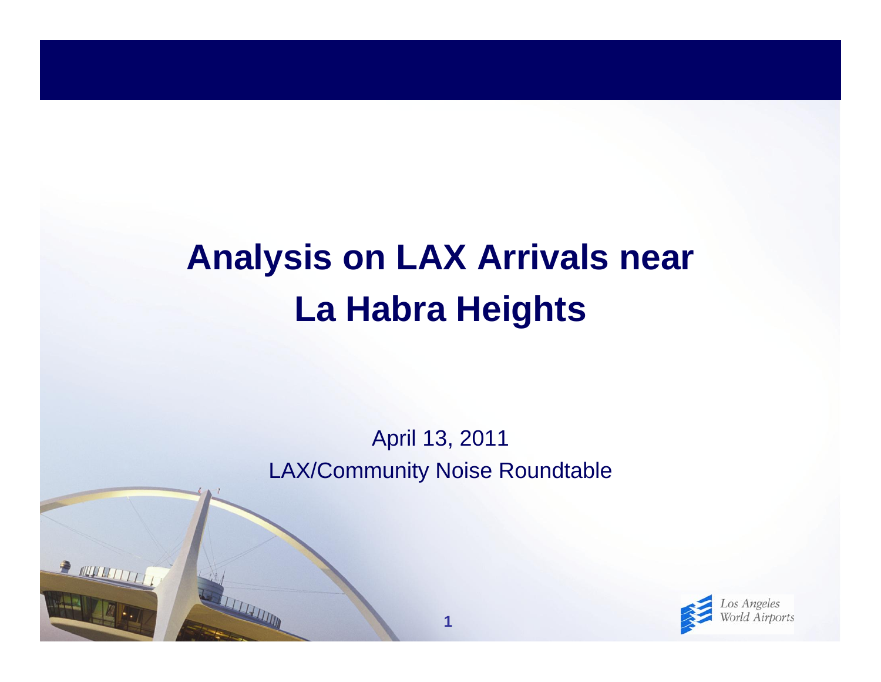# Analysis on LAX Arrivals near La Habra Heights

April 13, 2011

LAX/Community Noise Roundtable

Los Angeles World Airports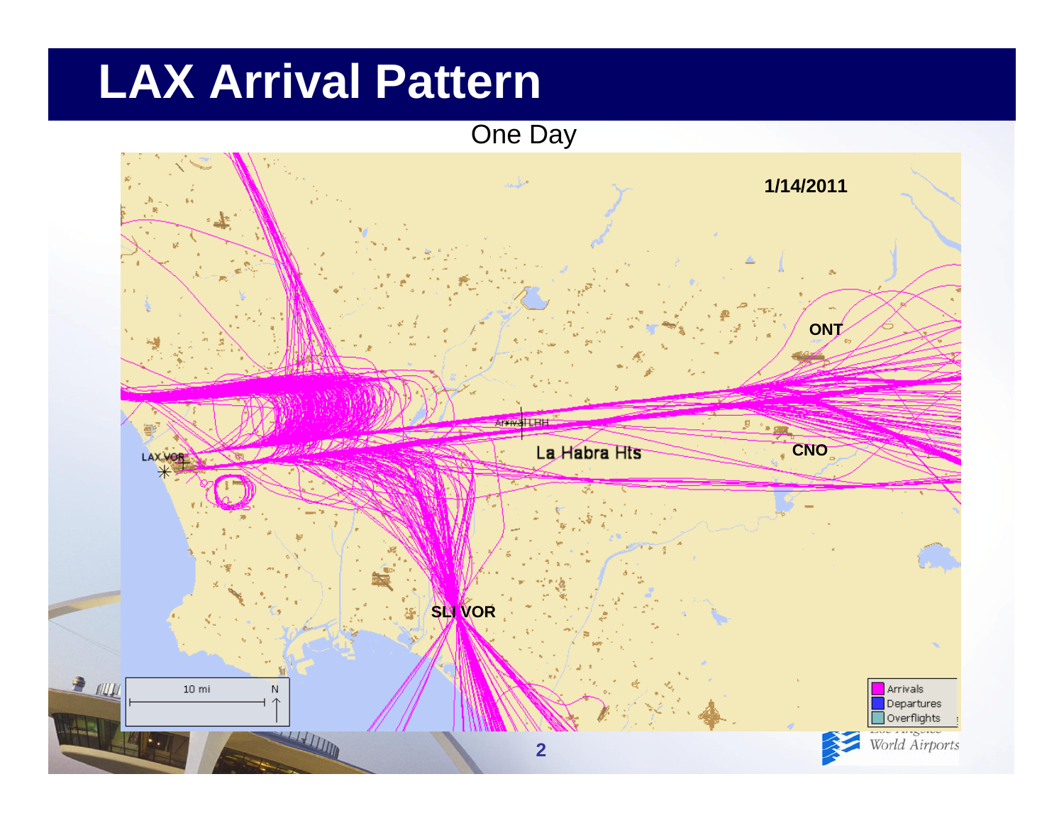# LAX Arrival Pattern

One Day

1/14/2011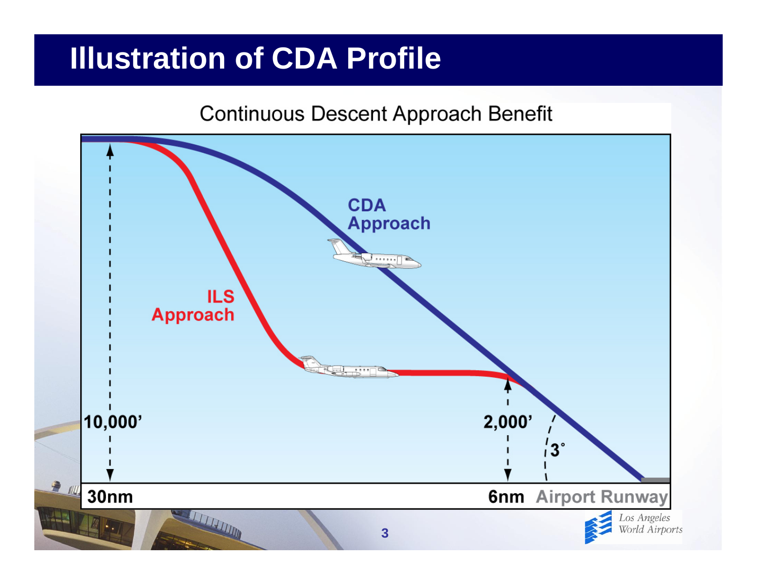# Illustration of CDA Profile

Continuous Descent Approach Benefit

CDA Approach

ILS Approach

10,000'

2,000'

3°

30nm

6nm Airport Runway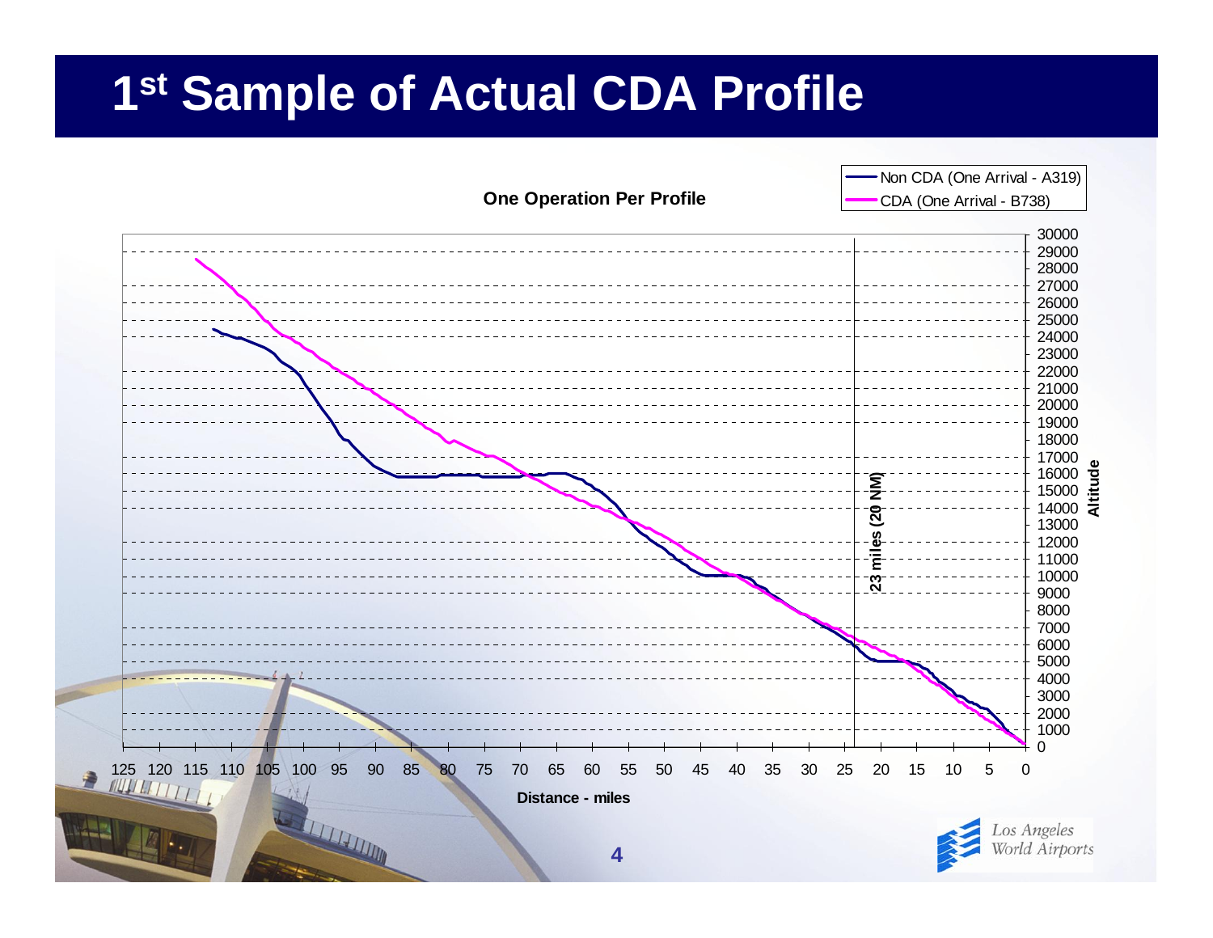# 1st Sample of Actual CDA Profile

**One Operation Per Profile**

- Non CDA (One Arrival - A319)
- CDA (One Arrival - B738)

Altitude: 0 – 30000

Distance - miles: 125 – 0

23 miles (20 NM)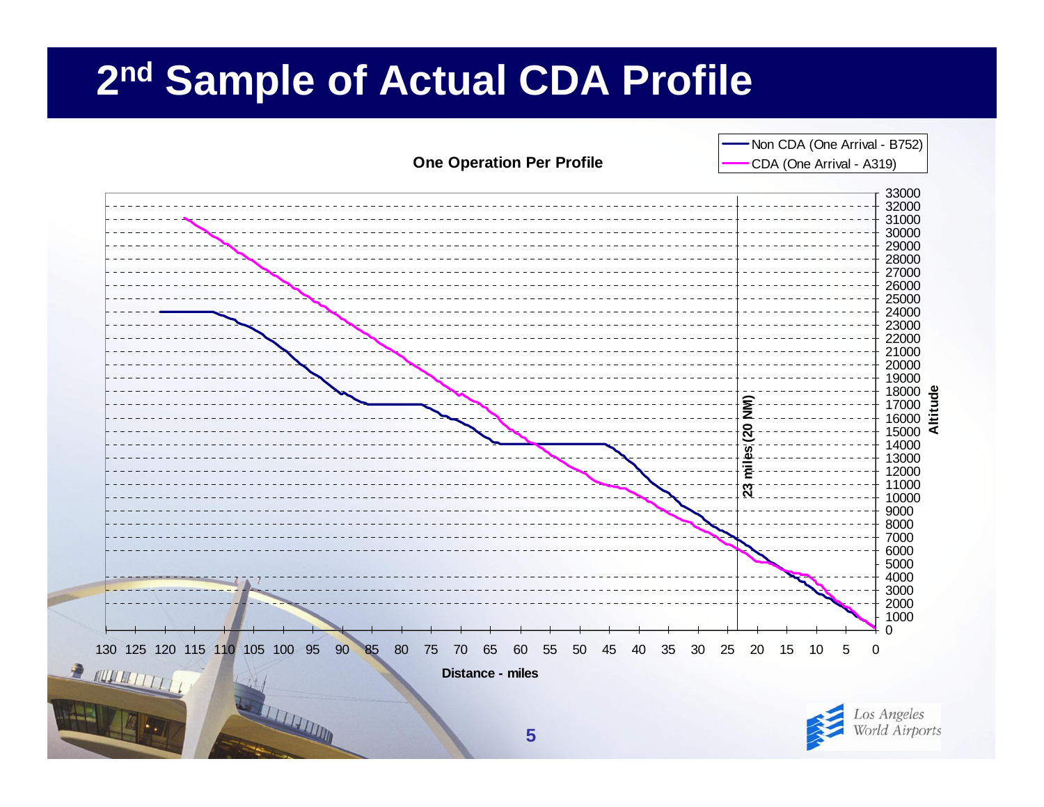# 2nd Sample of Actual CDA Profile

**One Operation Per Profile**

- Non CDA (One Arrival - B752)
- CDA (One Arrival - A319)

Altitude (0 – 33000)

Distance - miles (130 – 0)

23 miles (20 NM)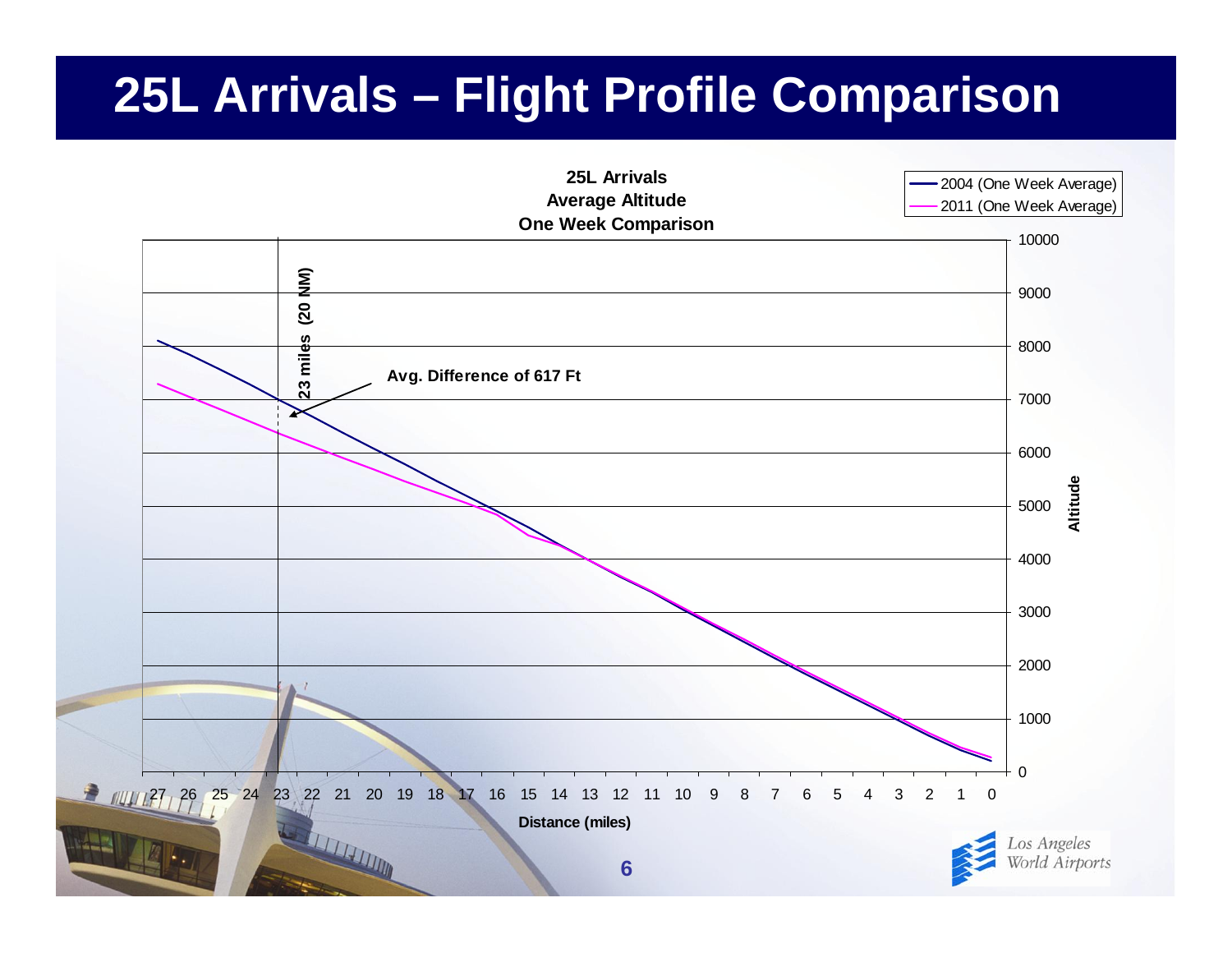# 25L Arrivals – Flight Profile Comparison

**25L Arrivals**
**Average Altitude**
**One Week Comparison**

- 2004 (One Week Average)
- 2011 (One Week Average)

**23 miles (20 NM)**

**Avg. Difference of 617 Ft**

Altitude: 0, 1000, 2000, 3000, 4000, 5000, 6000, 7000, 8000, 9000, 10000

Distance (miles): 27, 26, 25, 24, 23, 22, 21, 20, 19, 18, 17, 16, 15, 14, 13, 12, 11, 10, 9, 8, 7, 6, 5, 4, 3, 2, 1, 0

*Los Angeles World Airports*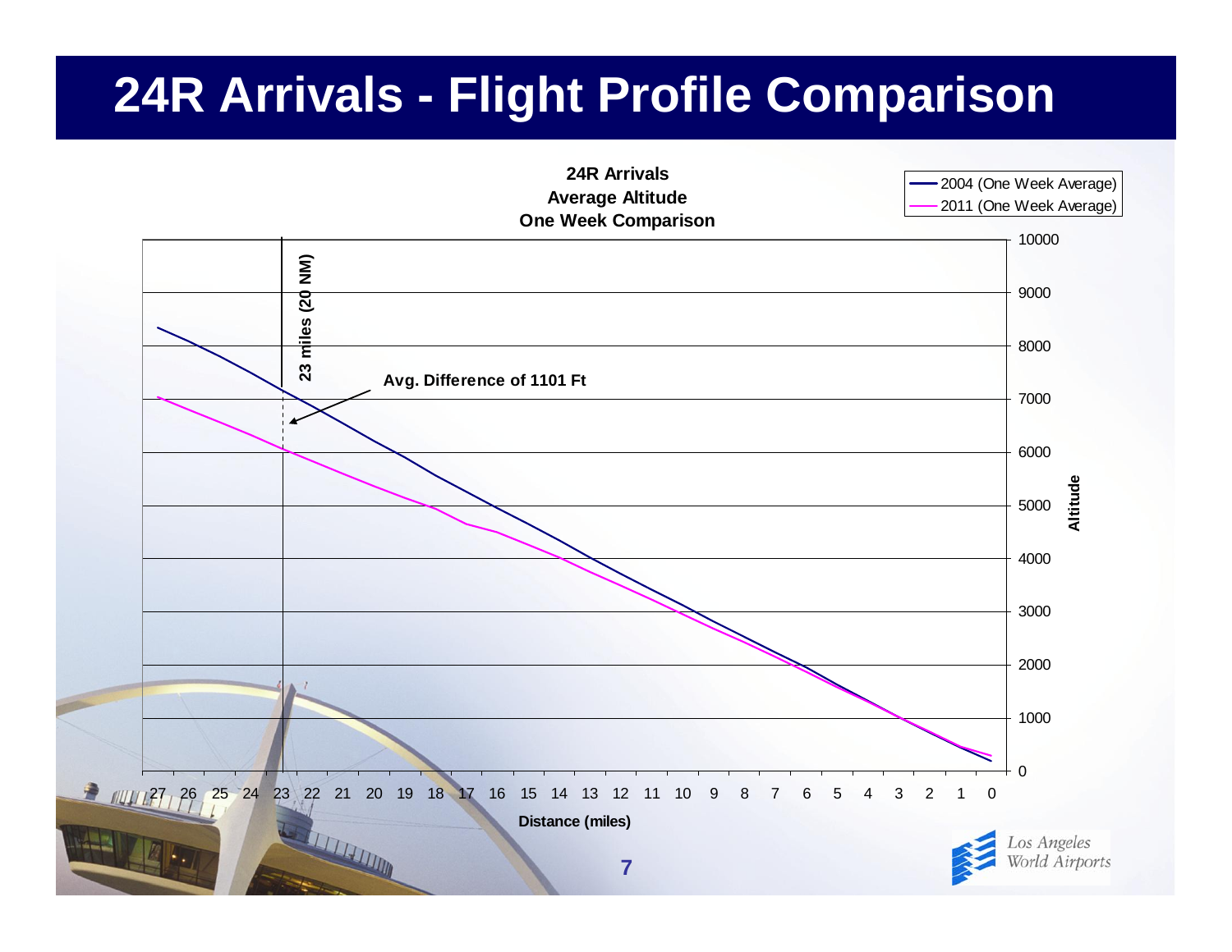# 24R Arrivals - Flight Profile Comparison

**24R Arrivals**
**Average Altitude**
**One Week Comparison**

- 2004 (One Week Average)
- 2011 (One Week Average)

**23 miles (20 NM)**

**Avg. Difference of 1101 Ft**

Altitude (0–10000)

Distance (miles) (27–0)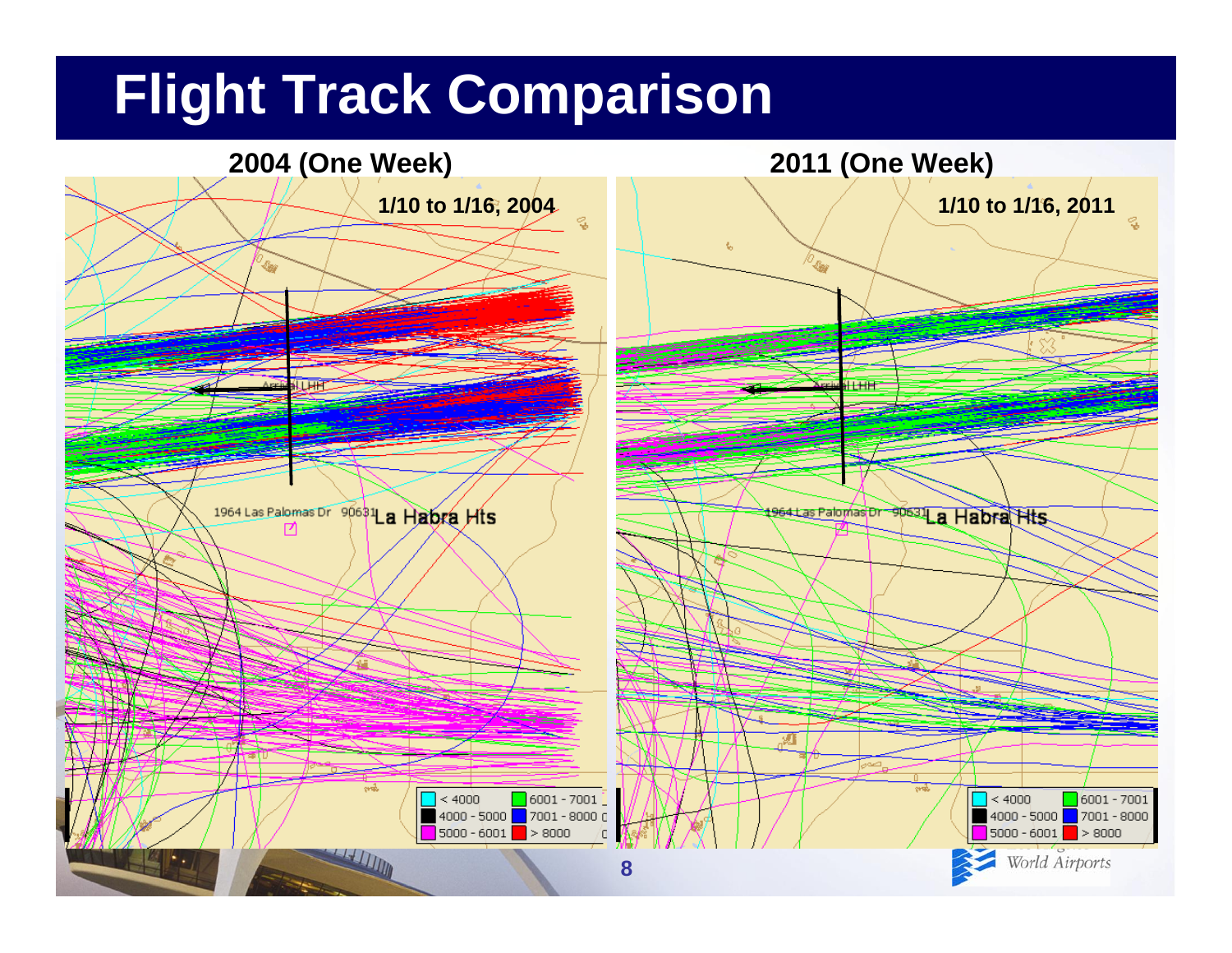# Flight Track Comparison

**2004 (One Week)**

**1/10 to 1/16, 2004**

Arrival LHH

1964 Las Palomas Dr 90631 La Habra Hts

| | | | |
|---|---|---|---|
| < 4000 | 6001 - 7001 | | |
| 4000 - 5000 | 7001 - 8000 | | |
| 5000 - 6001 | > 8000 | | |

**2011 (One Week)**

**1/10 to 1/16, 2011**

Arrival LHH

1964 Las Palomas Dr 90631 La Habra Hts

| | | | |
|---|---|---|---|
| < 4000 | 6001 - 7001 | | |
| 4000 - 5000 | 7001 - 8000 | | |
| 5000 - 6001 | > 8000 | | |

World Airports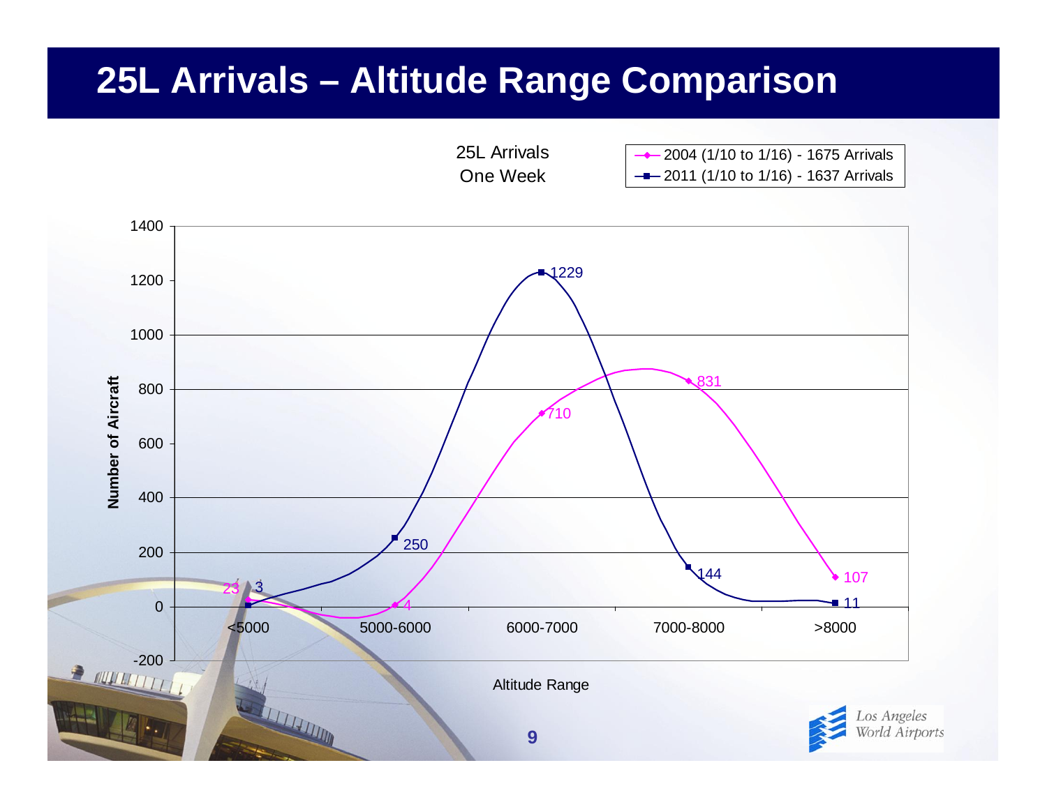# 25L Arrivals – Altitude Range Comparison

25L Arrivals
One Week

| Altitude Range | 2004 (1/10 to 1/16) - 1675 Arrivals | 2011 (1/10 to 1/16) - 1637 Arrivals |
|---|---|---|
| <5000 | 23 | 3 |
| 5000-6000 | 4 | 250 |
| 6000-7000 | 710 | 1229 |
| 7000-8000 | 831 | 144 |
| >8000 | 107 | 11 |

Number of Aircraft

Altitude Range

Los Angeles World Airports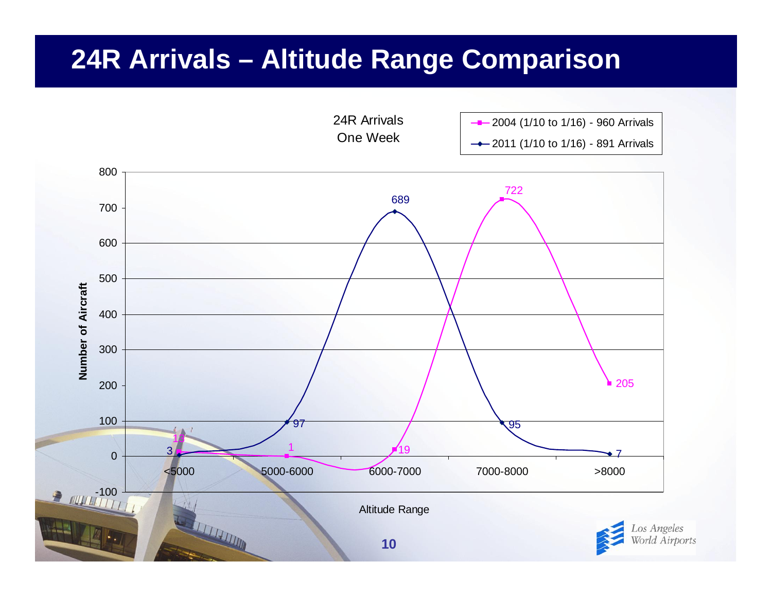# 24R Arrivals – Altitude Range Comparison

24R Arrivals
One Week

2004 (1/10 to 1/16) - 960 Arrivals
2011 (1/10 to 1/16) - 891 Arrivals

Number of Aircraft

800
700
600
500
400
300
200
100
0
-100

<5000
5000-6000
6000-7000
7000-8000
>8000

Altitude Range

13
1
19
722
205

3
97
689
95
7

Los Angeles World Airports